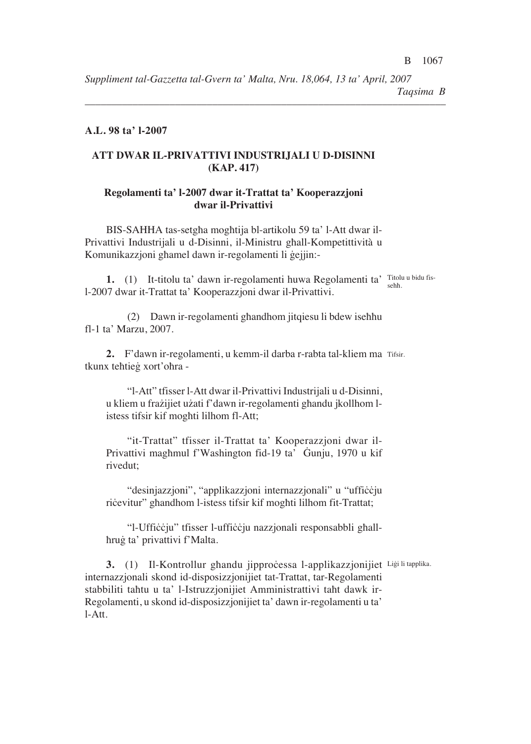**A.L. 98 ta' l-2007**

## ATT DWAR IL-PRIVATTIVI INDUSTRIJALI U D-DISINNI (KAP. 417)

### Regolamenti ta' l-2007 dwar it-Trattat ta' Kooperazzjoni dwar il-Privattivi

BIS-SAHHA tas-setgha moghtija bl-artikolu 59 ta' l-Att dwar il-Privattivi Industrijali u d-Disinni, il-Ministru ghall-Kompetittività u Komunikazzjoni ghamel dawn ir-regolamenti li ġejjin:-

Titolu u bidu fis-sehh.

**1.** (1) It-titolu ta' dawn ir-regolamenti huwa Regolamenti ta' l-2007 dwar it-Trattat ta' Kooperazzjoni dwar il-Privattivi.

(2) Dawn ir-regolamenti ghandhom jitqiesu li bdew isehhu fl-1 ta' Marzu, 2007.

Tifsir.

**2.** F'dawn ir-regolamenti, u kemm-il darba r-rabta tal-kliem ma tkunx tehtieġ xort'ohra -

"l-Att" tfisser l-Att dwar il-Privattivi Industrijali u d-Disinni, u kliem u frażijiet użati f'dawn ir-regolamenti ghandu jkollhom l-istess tifsir kif moghti lilhom fl-Att;

"it-Trattat" tfisser il-Trattat ta' Kooperazzjoni dwar il-Privattivi maghmul f'Washington fid-19 ta' Ġunju, 1970 u kif rivedut;

"desinjazzjoni", "applikazzjoni internazzjonali" u "uffiċċju riċevitur" ghandhom l-istess tifsir kif moghti lilhom fit-Trattat;

"l-Uffiċċju" tfisser l-uffiċċju nazzjonali responsabbli ghall-hruġ ta' privattivi f'Malta.

Liġi li tapplika.

**3.** (1) Il-Kontrollur ghandu jipproċessa l-applikazzjonijiet internazzjonali skond id-disposizzjonijiet tat-Trattat, tar-Regolamenti stabbiliti tahtu u ta' l-Istruzzjonijiet Amministrattivi taht dawk ir-Regolamenti, u skond id-disposizzjonijiet ta' dawn ir-regolamenti u ta' l-Att.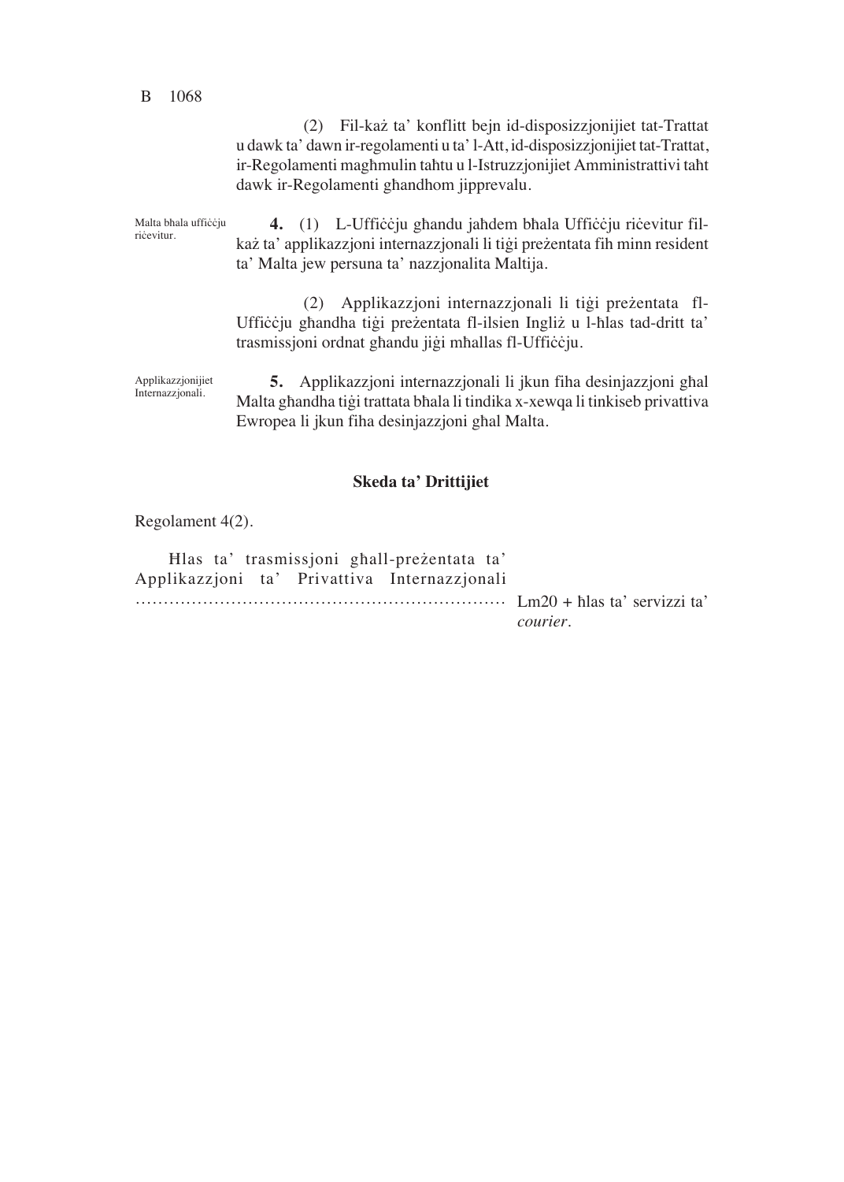(2) Fil-każ ta' konflitt bejn id-disposizzjonijiet tat-Trattat u dawk ta' dawn ir-regolamenti u ta' l-Att, id-disposizzjonijiet tat-Trattat, ir-Regolamenti magħmulin taħtu u l-Istruzzjonijiet Amministrattivi taħt dawk ir-Regolamenti għandhom jipprevalu.

Malta bħala uffiċċju riċevitur.

**4.** (1) L-Uffiċċju għandu jaħdem bħala Uffiċċju riċevitur fil-każ ta' applikazzjoni internazzjonali li tiġi preżentata fih minn resident ta' Malta jew persuna ta' nazzjonalita Maltija.

(2) Applikazzjoni internazzjonali li tiġi preżentata fl-Uffiċċju għandha tiġi preżentata fl-ilsien Ingliż u l-ħlas tad-dritt ta' trasmissjoni ordnat għandu jiġi mħallas fl-Uffiċċju.

Applikazzjonijiet Internazzjonali.

**5.** Applikazzjoni internazzjonali li jkun fiha desinjazzjoni għal Malta għandha tiġi trattata bħala li tindika x-xewqa li tinkiseb privattiva Ewropea li jkun fiha desinjazzjoni għal Malta.

**Skeda ta' Drittijiet**

Regolament 4(2).

Ħlas ta' trasmissjoni għall-preżentata ta' Applikazzjoni ta' Privattiva Internazzjonali ............................................................ Lm20 + ħlas ta' servizzi ta' *courier*.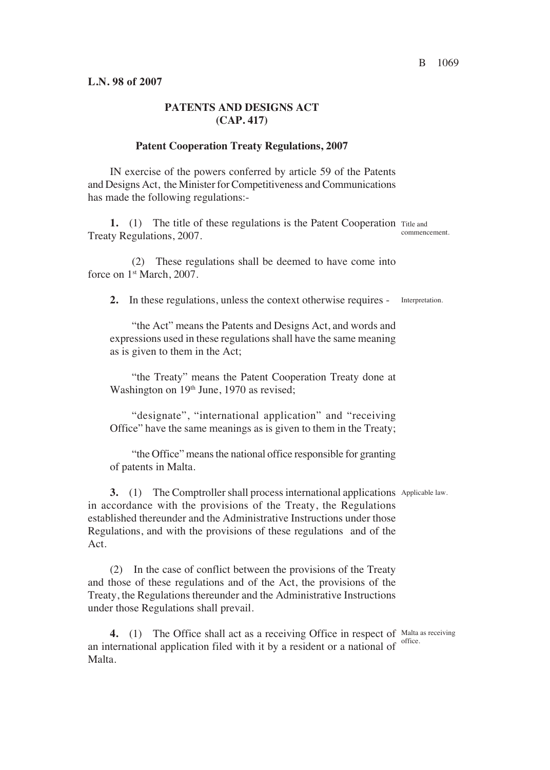**L.N. 98 of 2007**

**PATENTS AND DESIGNS ACT**
**(CAP. 417)**

**Patent Cooperation Treaty Regulations, 2007**

IN exercise of the powers conferred by article 59 of the Patents and Designs Act, the Minister for Competitiveness and Communications has made the following regulations:-

*Title and commencement.*

**1.** (1) The title of these regulations is the Patent Cooperation Treaty Regulations, 2007.

(2) These regulations shall be deemed to have come into force on 1st March, 2007.

*Interpretation.*

**2.** In these regulations, unless the context otherwise requires -

"the Act" means the Patents and Designs Act, and words and expressions used in these regulations shall have the same meaning as is given to them in the Act;

"the Treaty" means the Patent Cooperation Treaty done at Washington on 19th June, 1970 as revised;

"designate", "international application" and "receiving Office" have the same meanings as is given to them in the Treaty;

"the Office" means the national office responsible for granting of patents in Malta.

*Applicable law.*

**3.** (1) The Comptroller shall process international applications in accordance with the provisions of the Treaty, the Regulations established thereunder and the Administrative Instructions under those Regulations, and with the provisions of these regulations and of the Act.

(2) In the case of conflict between the provisions of the Treaty and those of these regulations and of the Act, the provisions of the Treaty, the Regulations thereunder and the Administrative Instructions under those Regulations shall prevail.

*Malta as receiving office.*

**4.** (1) The Office shall act as a receiving Office in respect of an international application filed with it by a resident or a national of Malta.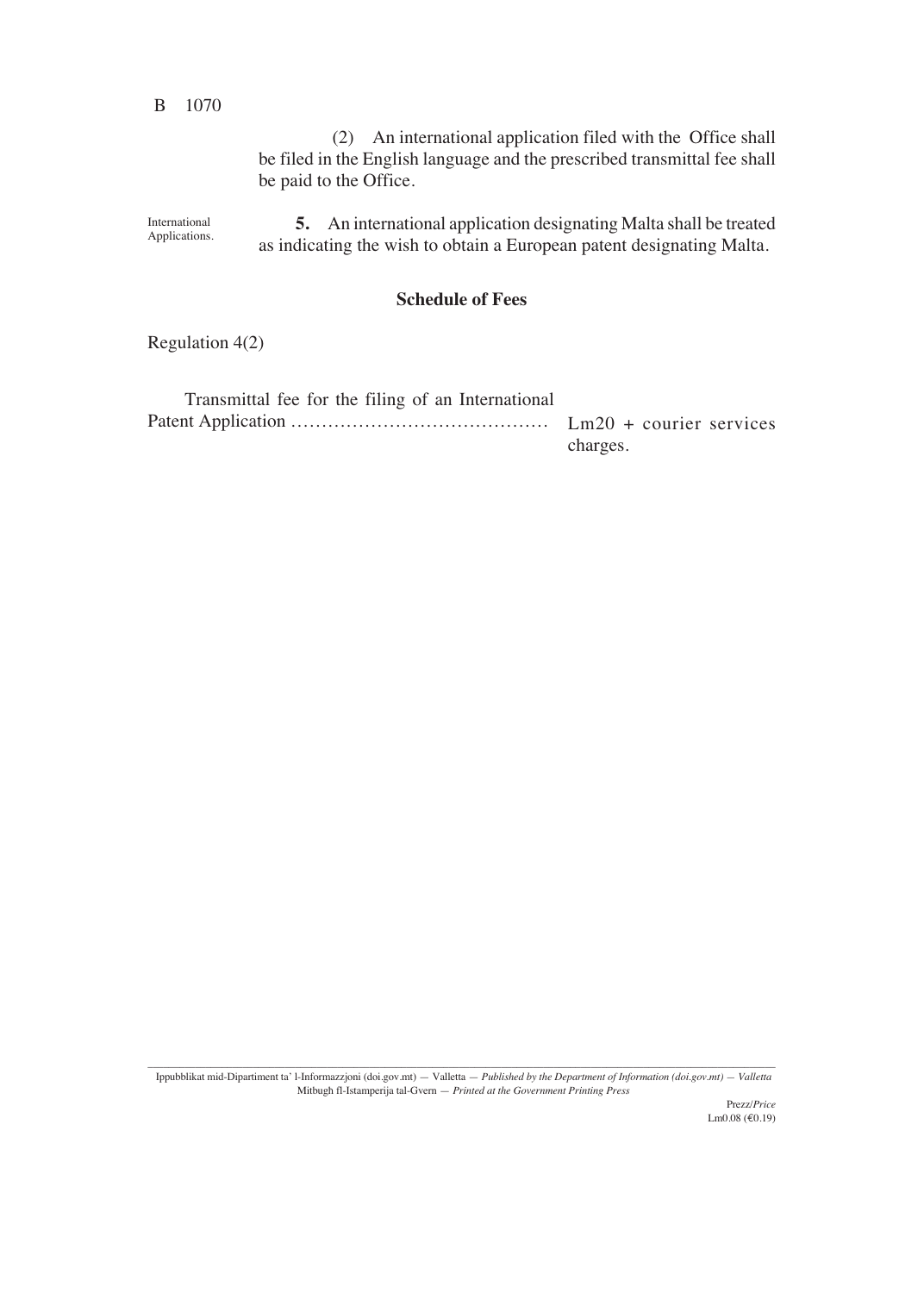(2) An international application filed with the Office shall be filed in the English language and the prescribed transmittal fee shall be paid to the Office.

International Applications.

**5.** An international application designating Malta shall be treated as indicating the wish to obtain a European patent designating Malta.

**Schedule of Fees**

Regulation 4(2)

| | |
|---|---|
| Transmittal fee for the filing of an International Patent Application .......................................... | Lm20 + courier services charges. |

Ippubblikat mid-Dipartiment ta' l-Informazzjoni (doi.gov.mt) — Valletta — *Published by the Department of Information (doi.gov.mt) — Valletta*
Mitbugh fl-Istamperija tal-Gvern — *Printed at the Government Printing Press*

Prezz/*Price*
Lm0.08 (€0.19)